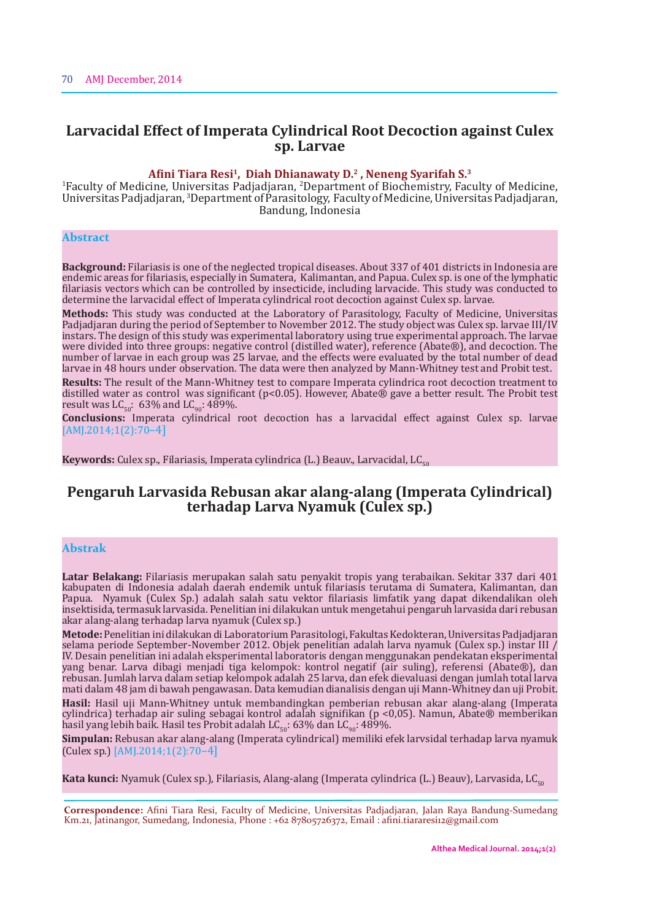# Larvacidal Effect of Imperata Cylindrical Root Decoction against Culex sp. Larvae

**Afini Tiara Resi[1], Diah Dhianawaty D.[2] , Neneng Syarifah S.[3]**

[1]Faculty of Medicine, Universitas Padjadjaran, [2]Department of Biochemistry, Faculty of Medicine, Universitas Padjadjaran, [3]Department of Parasitology, Faculty of Medicine, Universitas Padjadjaran, Bandung, Indonesia

## Abstract

**Background:** Filariasis is one of the neglected tropical diseases. About 337 of 401 districts in Indonesia are endemic areas for filariasis, especially in Sumatera, Kalimantan, and Papua. Culex sp. is one of the lymphatic filariasis vectors which can be controlled by insecticide, including larvacide. This study was conducted to determine the larvacidal effect of Imperata cylindrical root decoction against Culex sp. larvae.

**Methods:** This study was conducted at the Laboratory of Parasitology, Faculty of Medicine, Universitas Padjadjaran during the period of September to November 2012. The study object was Culex sp. larvae III/IV instars. The design of this study was experimental laboratory using true experimental approach. The larvae were divided into three groups: negative control (distilled water), reference (Abate®), and decoction. The number of larvae in each group was 25 larvae, and the effects were evaluated by the total number of dead larvae in 48 hours under observation. The data were then analyzed by Mann-Whitney test and Probit test.

**Results:** The result of the Mann-Whitney test to compare Imperata cylindrica root decoction treatment to distilled water as control was significant ($p<0.05$). However, Abate® gave a better result. The Probit test result was $LC_{50}$: 63% and $LC_{90}$: 489%.

**Conclusions:** Imperata cylindrical root decoction has a larvacidal effect against Culex sp. larvae [AMJ.2014;1(2):70–4]

**Keywords:** Culex sp., Filariasis, Imperata cylindrica (L.) Beauv., Larvacidal, $LC_{50}$

# Pengaruh Larvasida Rebusan akar alang-alang (Imperata Cylindrical) terhadap Larva Nyamuk (Culex sp.)

## Abstrak

**Latar Belakang:** Filariasis merupakan salah satu penyakit tropis yang terabaikan. Sekitar 337 dari 401 kabupaten di Indonesia adalah daerah endemik untuk filariasis terutama di Sumatera, Kalimantan, dan Papua. Nyamuk (Culex Sp.) adalah salah satu vektor filariasis limfatik yang dapat dikendalikan oleh insektisida, termasuk larvasida. Penelitian ini dilakukan untuk mengetahui pengaruh larvasida dari rebusan akar alang-alang terhadap larva nyamuk (Culex sp.)

**Metode:** Penelitian ini dilakukan di Laboratorium Parasitologi, Fakultas Kedokteran, Universitas Padjadjaran selama periode September-November 2012. Objek penelitian adalah larva nyamuk (Culex sp.) instar III / IV. Desain penelitian ini adalah eksperimental laboratoris dengan menggunakan pendekatan eksperimental yang benar. Larva dibagi menjadi tiga kelompok: kontrol negatif (air suling), referensi (Abate®), dan rebusan. Jumlah larva dalam setiap kelompok adalah 25 larva, dan efek dievaluasi dengan jumlah total larva mati dalam 48 jam di bawah pengawasan. Data kemudian dianalisis dengan uji Mann-Whitney dan uji Probit.

**Hasil:** Hasil uji Mann-Whitney untuk membandingkan pemberian rebusan akar alang-alang (Imperata cylindrica) terhadap air suling sebagai kontrol adalah signifikan ($p <0,05$). Namun, Abate® memberikan hasil yang lebih baik. Hasil tes Probit adalah $LC_{50}$: 63% dan $LC_{90}$: 489%.

**Simpulan:** Rebusan akar alang-alang (Imperata cylindrical) memiliki efek larvsidal terhadap larva nyamuk (Culex sp.) [AMJ.2014;1(2):70–4]

**Kata kunci:** Nyamuk (Culex sp.), Filariasis, Alang-alang (Imperata cylindrica (L.) Beauv), Larvasida, $LC_{50}$

---

**Correspondence:** Afini Tiara Resi, Faculty of Medicine, Universitas Padjadjaran, Jalan Raya Bandung-Sumedang Km.21, Jatinangor, Sumedang, Indonesia, Phone : +62 87805726372, Email : afini.tiararesi12@gmail.com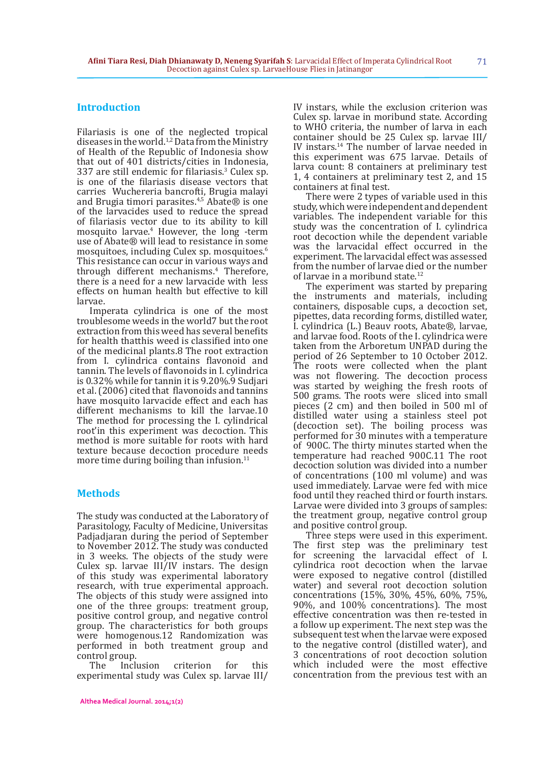## Introduction

Filariasis is one of the neglected tropical diseases in the world.[1,2] Data from the Ministry of Health of the Republic of Indonesia show that out of 401 districts/cities in Indonesia, 337 are still endemic for filariasis.[3] Culex sp. is one of the filariasis disease vectors that carries Wuchereria bancrofti, Brugia malayi and Brugia timori parasites.[4,5] Abate® is one of the larvacides used to reduce the spread of filariasis vector due to its ability to kill mosquito larvae.[4] However, the long -term use of Abate® will lead to resistance in some mosquitoes, including Culex sp. mosquitoes.[6] This resistance can occur in various ways and through different mechanisms.[4] Therefore, there is a need for a new larvacide with less effects on human health but effective to kill larvae.

Imperata cylindrica is one of the most troublesome weeds in the world7 but the root extraction from this weed has several benefits for health thatthis weed is classified into one of the medicinal plants.8 The root extraction from I. cylindrica contains flavonoid and tannin. The levels of flavonoids in I. cylindrica is 0.32% while for tannin it is 9.20%.9 Sudjari et al. (2006) cited that flavonoids and tannins have mosquito larvacide effect and each has different mechanisms to kill the larvae.10 The method for processing the I. cylindrical root'in this experiment was decoction. This method is more suitable for roots with hard texture because decoction procedure needs more time during boiling than infusion.[11]

## Methods

The study was conducted at the Laboratory of Parasitology, Faculty of Medicine, Universitas Padjadjaran during the period of September to November 2012. The study was conducted in 3 weeks. The objects of the study were Culex sp. larvae III/IV instars. The design of this study was experimental laboratory research, with true experimental approach. The objects of this study were assigned into one of the three groups: treatment group, positive control group, and negative control group. The characteristics for both groups were homogenous.12 Randomization was performed in both treatment group and control group.

The Inclusion criterion for this experimental study was Culex sp. larvae III/IV instars, while the exclusion criterion was Culex sp. larvae in moribund state. According to WHO criteria, the number of larva in each container should be 25 Culex sp. larvae III/IV instars.[14] The number of larvae needed in this experiment was 675 larvae. Details of larva count: 8 containers at preliminary test 1, 4 containers at preliminary test 2, and 15 containers at final test.

There were 2 types of variable used in this study, which were independent and dependent variables. The independent variable for this study was the concentration of I. cylindrica root decoction while the dependent variable was the larvacidal effect occurred in the experiment. The larvacidal effect was assessed from the number of larvae died or the number of larvae in a moribund state.[12]

The experiment was started by preparing the instruments and materials, including containers, disposable cups, a decoction set, pipettes, data recording forms, distilled water, I. cylindrica (L.) Beauv roots, Abate®, larvae, and larvae food. Roots of the I. cylindrica were taken from the Arboretum UNPAD during the period of 26 September to 10 October 2012. The roots were collected when the plant was not flowering. The decoction process was started by weighing the fresh roots of 500 grams. The roots were sliced into small pieces (2 cm) and then boiled in 500 ml of distilled water using a stainless steel pot (decoction set). The boiling process was performed for 30 minutes with a temperature of 900C. The thirty minutes started when the temperature had reached 900C.11 The root decoction solution was divided into a number of concentrations (100 ml volume) and was used immediately. Larvae were fed with mice food until they reached third or fourth instars. Larvae were divided into 3 groups of samples: the treatment group, negative control group and positive control group.

Three steps were used in this experiment. The first step was the preliminary test for screening the larvacidal effect of I. cylindrica root decoction when the larvae were exposed to negative control (distilled water) and several root decoction solution concentrations (15%, 30%, 45%, 60%, 75%, 90%, and 100% concentrations). The most effective concentration was then re-tested in a follow up experiment. The next step was the subsequent test when the larvae were exposed to the negative control (distilled water), and 3 concentrations of root decoction solution which included were the most effective concentration from the previous test with an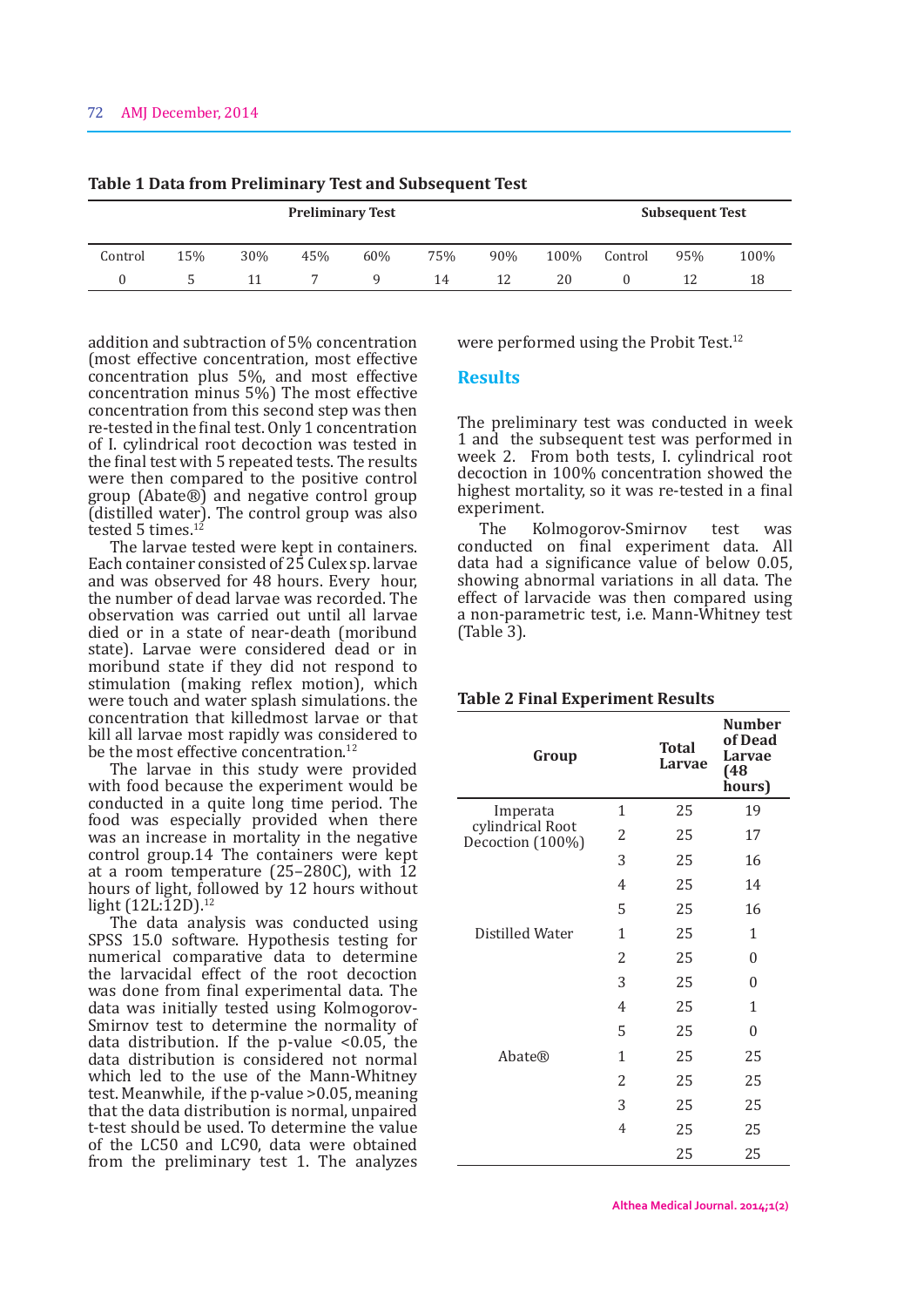Table 1 Data from Preliminary Test and Subsequent Test

| Preliminary Test | | | | | | | | Subsequent Test | | |
|---|---|---|---|---|---|---|---|---|---|---|
| Control | 15% | 30% | 45% | 60% | 75% | 90% | 100% | Control | 95% | 100% |
| 0 | 5 | 11 | 7 | 9 | 14 | 12 | 20 | 0 | 12 | 18 |

addition and subtraction of 5% concentration (most effective concentration, most effective concentration plus 5%, and most effective concentration minus 5%) The most effective concentration from this second step was then re-tested in the final test. Only 1 concentration of I. cylindrical root decoction was tested in the final test with 5 repeated tests. The results were then compared to the positive control group (Abate®) and negative control group (distilled water). The control group was also tested 5 times.[12]

The larvae tested were kept in containers. Each container consisted of 25 Culex sp. larvae and was observed for 48 hours. Every hour, the number of dead larvae was recorded. The observation was carried out until all larvae died or in a state of near-death (moribund state). Larvae were considered dead or in moribund state if they did not respond to stimulation (making reflex motion), which were touch and water splash simulations. the concentration that killedmost larvae or that kill all larvae most rapidly was considered to be the most effective concentration.[12]

The larvae in this study were provided with food because the experiment would be conducted in a quite long time period. The food was especially provided when there was an increase in mortality in the negative control group.14 The containers were kept at a room temperature (25–280C), with 12 hours of light, followed by 12 hours without light (12L:12D).[12]

The data analysis was conducted using SPSS 15.0 software. Hypothesis testing for numerical comparative data to determine the larvacidal effect of the root decoction was done from final experimental data. The data was initially tested using Kolmogorov-Smirnov test to determine the normality of data distribution. If the p-value <0.05, the data distribution is considered not normal which led to the use of the Mann-Whitney test. Meanwhile, if the p-value >0.05, meaning that the data distribution is normal, unpaired t-test should be used. To determine the value of the LC50 and LC90, data were obtained from the preliminary test 1. The analyzes were performed using the Probit Test.[12]

## Results

The preliminary test was conducted in week 1 and the subsequent test was performed in week 2. From both tests, I. cylindrical root decoction in 100% concentration showed the highest mortality, so it was re-tested in a final experiment.

The Kolmogorov-Smirnov test was conducted on final experiment data. All data had a significance value of below 0.05, showing abnormal variations in all data. The effect of larvacide was then compared using a non-parametric test, i.e. Mann-Whitney test (Table 3).

Table 2 Final Experiment Results

| Group | | Total Larvae | Number of Dead Larvae (48 hours) |
|---|---|---|---|
| Imperata cylindrical Root Decoction (100%) | 1 | 25 | 19 |
| | 2 | 25 | 17 |
| | 3 | 25 | 16 |
| | 4 | 25 | 14 |
| | 5 | 25 | 16 |
| Distilled Water | 1 | 25 | 1 |
| | 2 | 25 | 0 |
| | 3 | 25 | 0 |
| | 4 | 25 | 1 |
| | 5 | 25 | 0 |
| Abate® | 1 | 25 | 25 |
| | 2 | 25 | 25 |
| | 3 | 25 | 25 |
| | 4 | 25 | 25 |
| | | 25 | 25 |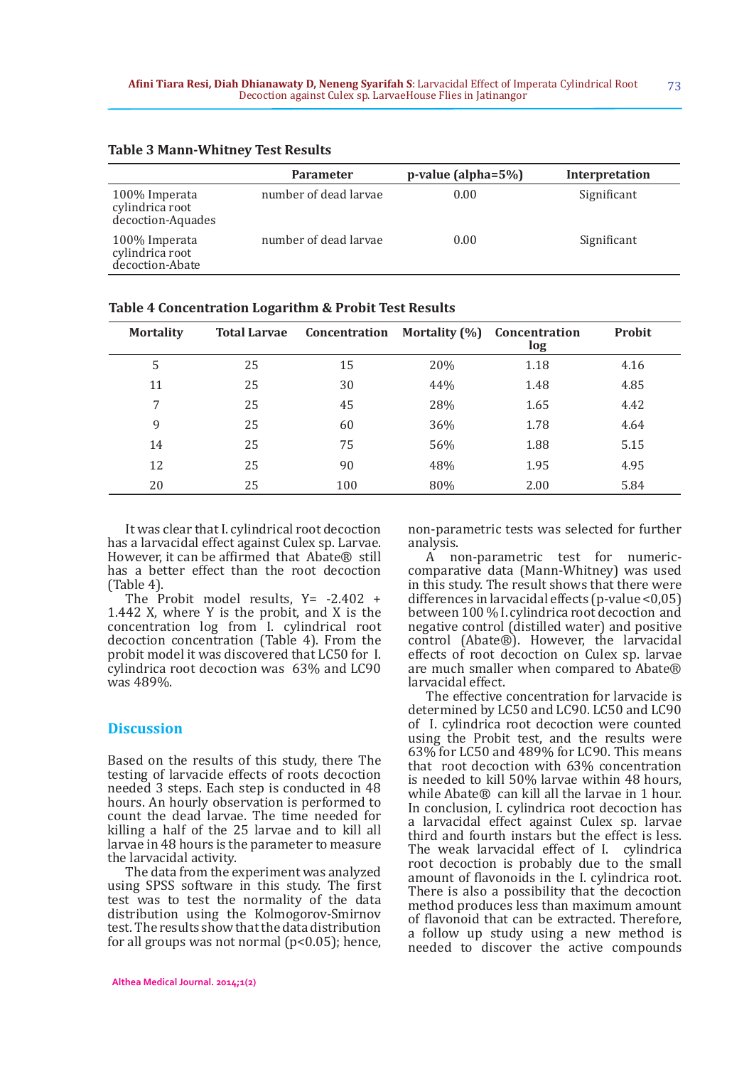**Table 3 Mann-Whitney Test Results**

| | Parameter | p-value (alpha=5%) | Interpretation |
|---|---|---|---|
| 100% Imperata cylindrica root decoction-Aquades | number of dead larvae | 0.00 | Significant |
| 100% Imperata cylindrica root decoction-Abate | number of dead larvae | 0.00 | Significant |

**Table 4 Concentration Logarithm & Probit Test Results**

| Mortality | Total Larvae | Concentration | Mortality (%) | Concentration log | Probit |
|---|---|---|---|---|---|
| 5 | 25 | 15 | 20% | 1.18 | 4.16 |
| 11 | 25 | 30 | 44% | 1.48 | 4.85 |
| 7 | 25 | 45 | 28% | 1.65 | 4.42 |
| 9 | 25 | 60 | 36% | 1.78 | 4.64 |
| 14 | 25 | 75 | 56% | 1.88 | 5.15 |
| 12 | 25 | 90 | 48% | 1.95 | 4.95 |
| 20 | 25 | 100 | 80% | 2.00 | 5.84 |

It was clear that I. cylindrical root decoction has a larvacidal effect against Culex sp. Larvae. However, it can be affirmed that Abate® still has a better effect than the root decoction (Table 4).

The Probit model results, $Y = -2.402 + 1.442\ X$, where Y is the probit, and X is the concentration log from I. cylindrical root decoction concentration (Table 4). From the probit model it was discovered that LC50 for I. cylindrica root decoction was 63% and LC90 was 489%.

## Discussion

Based on the results of this study, there The testing of larvacide effects of roots decoction needed 3 steps. Each step is conducted in 48 hours. An hourly observation is performed to count the dead larvae. The time needed for killing a half of the 25 larvae and to kill all larvae in 48 hours is the parameter to measure the larvacidal activity.

The data from the experiment was analyzed using SPSS software in this study. The first test was to test the normality of the data distribution using the Kolmogorov-Smirnov test. The results show that the data distribution for all groups was not normal ($p<0.05$); hence, non-parametric tests was selected for further analysis.

A non-parametric test for numeric-comparative data (Mann-Whitney) was used in this study. The result shows that there were differences in larvacidal effects (p-value <0,05) between 100 % I. cylindrica root decoction and negative control (distilled water) and positive control (Abate®). However, the larvacidal effects of root decoction on Culex sp. larvae are much smaller when compared to Abate® larvacidal effect.

The effective concentration for larvacide is determined by LC50 and LC90. LC50 and LC90 of I. cylindrica root decoction were counted using the Probit test, and the results were 63% for LC50 and 489% for LC90. This means that root decoction with 63% concentration is needed to kill 50% larvae within 48 hours, while Abate® can kill all the larvae in 1 hour. In conclusion, I. cylindrica root decoction has a larvacidal effect against Culex sp. larvae third and fourth instars but the effect is less. The weak larvacidal effect of I. cylindrica root decoction is probably due to the small amount of flavonoids in the I. cylindrica root. There is also a possibility that the decoction method produces less than maximum amount of flavonoid that can be extracted. Therefore, a follow up study using a new method is needed to discover the active compounds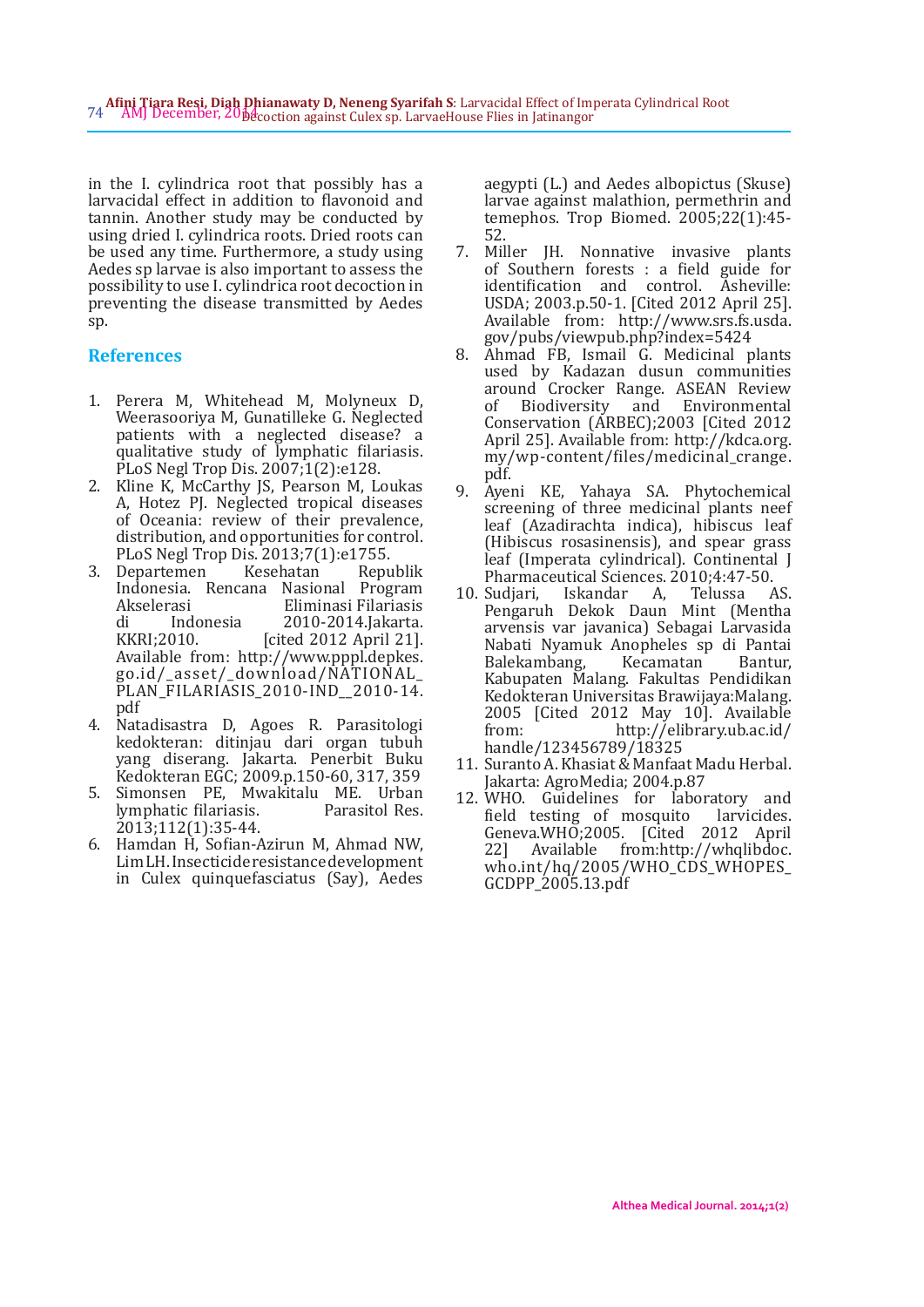in the I. cylindrica root that possibly has a larvacidal effect in addition to flavonoid and tannin. Another study may be conducted by using dried I. cylindrica roots. Dried roots can be used any time. Furthermore, a study using Aedes sp larvae is also important to assess the possibility to use I. cylindrica root decoction in preventing the disease transmitted by Aedes sp.

## References

1. Perera M, Whitehead M, Molyneux D, Weerasooriya M, Gunatilleke G. Neglected patients with a neglected disease? a qualitative study of lymphatic filariasis. PLoS Negl Trop Dis. 2007;1(2):e128.
2. Kline K, McCarthy JS, Pearson M, Loukas A, Hotez PJ. Neglected tropical diseases of Oceania: review of their prevalence, distribution, and opportunities for control. PLoS Negl Trop Dis. 2013;7(1):e1755.
3. Departemen Kesehatan Republik Indonesia. Rencana Nasional Program Akselerasi Eliminasi Filariasis di Indonesia 2010-2014.Jakarta. KKRI;2010. [cited 2012 April 21]. Available from: http://www.pppl.depkes.go.id/_asset/_download/NATIONAL_PLAN_FILARIASIS_2010-IND__2010-14.pdf
4. Natadisastra D, Agoes R. Parasitologi kedokteran: ditinjau dari organ tubuh yang diserang. Jakarta. Penerbit Buku Kedokteran EGC; 2009.p.150-60, 317, 359
5. Simonsen PE, Mwakitalu ME. Urban lymphatic filariasis. Parasitol Res. 2013;112(1):35-44.
6. Hamdan H, Sofian-Azirun M, Ahmad NW, Lim LH. Insecticide resistance development in Culex quinquefasciatus (Say), Aedes aegypti (L.) and Aedes albopictus (Skuse) larvae against malathion, permethrin and temephos. Trop Biomed. 2005;22(1):45-52.
7. Miller JH. Nonnative invasive plants of Southern forests : a field guide for identification and control. Asheville: USDA; 2003.p.50-1. [Cited 2012 April 25]. Available from: http://www.srs.fs.usda.gov/pubs/viewpub.php?index=5424
8. Ahmad FB, Ismail G. Medicinal plants used by Kadazan dusun communities around Crocker Range. ASEAN Review of Biodiversity and Environmental Conservation (ARBEC);2003 [Cited 2012 April 25]. Available from: http://kdca.org.my/wp-content/files/medicinal_crange.pdf.
9. Ayeni KE, Yahaya SA. Phytochemical screening of three medicinal plants neef leaf (Azadirachta indica), hibiscus leaf (Hibiscus rosasinensis), and spear grass leaf (Imperata cylindrical). Continental J Pharmaceutical Sciences. 2010;4:47-50.
10. Sudjari, Iskandar A, Telussa AS. Pengaruh Dekok Daun Mint (Mentha arvensis var javanica) Sebagai Larvasida Nabati Nyamuk Anopheles sp di Pantai Balekambang, Kecamatan Bantur, Kabupaten Malang. Fakultas Pendidikan Kedokteran Universitas Brawijaya:Malang. 2005 [Cited 2012 May 10]. Available from: http://elibrary.ub.ac.id/handle/123456789/18325
11. Suranto A. Khasiat & Manfaat Madu Herbal. Jakarta: AgroMedia; 2004.p.87
12. WHO. Guidelines for laboratory and field testing of mosquito larvicides. Geneva.WHO;2005. [Cited 2012 April 22] Available from:http://whqlibdoc.who.int/hq/2005/WHO_CDS_WHOPES_GCDPP_2005.13.pdf